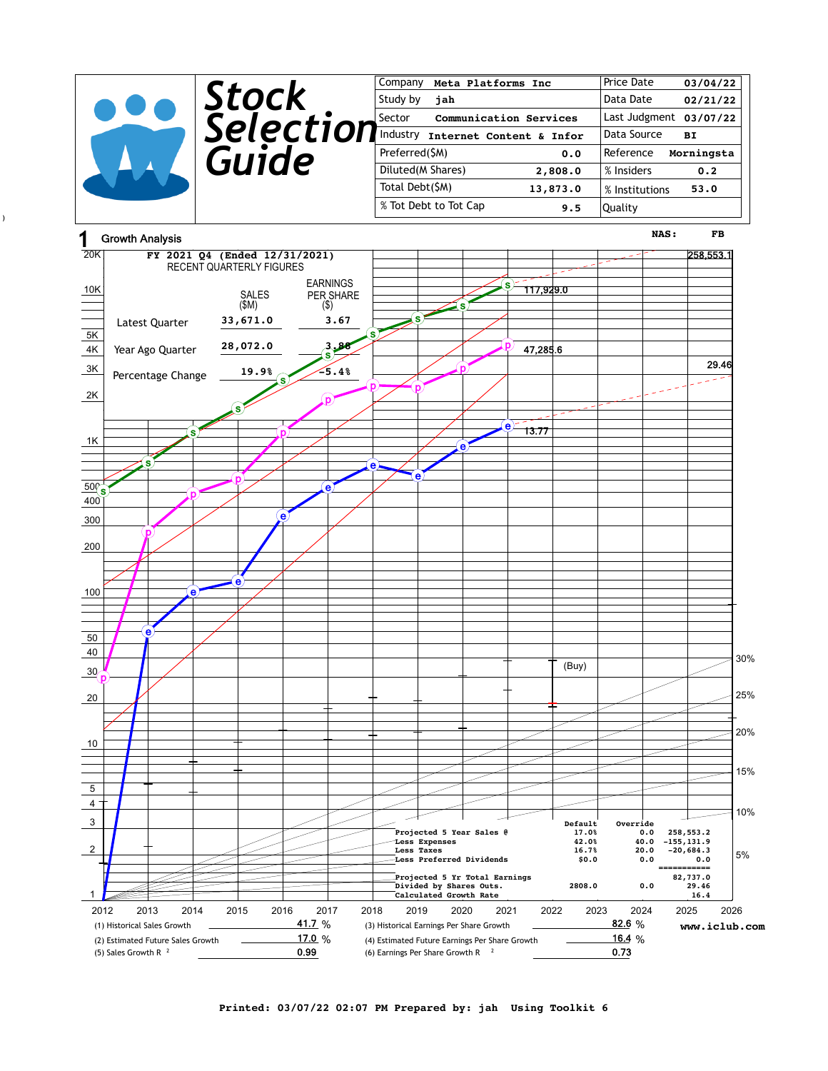# Stock Selection Guide

| Company | Meta Platforms Inc | Price Date | 03/04/22 |
|---|---|---|---|
| Study by | jah | Data Date | 02/21/22 |
| Sector | Communication Services | Last Judgment | 03/07/22 |
| Industry | Internet Content & Infor | Data Source | BI |
| Preferred($M) | 0.0 | Reference | Morningsta |
| Diluted(M Shares) | 2,808.0 | % Insiders | 0.2 |
| Total Debt($M) | 13,873.0 | % Institutions | 53.0 |
| % Tot Debt to Tot Cap | 9.5 | Quality | |

## 1 Growth Analysis

NAS: FB

**FY 2021 Q4 (Ended 12/31/2021)**
RECENT QUARTERLY FIGURES

| | SALES ($M) | EARNINGS PER SHARE ($) |
|---|---|---|
| Latest Quarter | 33,671.0 | 3.67 |
| Year Ago Quarter | 28,072.0 | 3.88 |
| Percentage Change | 19.9% | -5.4% |

Chart values: 258,553.1; 117,929.0; 47,285.6; 29.46; 13.77; (Buy)

| | Default | Override | |
|---|---|---|---|
| Projected 5 Year Sales @ | 17.0% | 0.0 | 258,553.2 |
| Less Expenses | 42.0% | 40.0 | -155,131.9 |
| Less Taxes | 16.7% | 20.0 | -20,684.3 |
| Less Preferred Dividends | $0.0 | 0.0 | 0.0 |
| Projected 5 Yr Total Earnings | | | 82,737.0 |
| Divided by Shares Outs. | 2808.0 | 0.0 | 29.46 |
| Calculated Growth Rate | | | 16.4 |

| | | | |
|---|---|---|---|
| (1) Historical Sales Growth | 41.7 % | (3) Historical Earnings Per Share Growth | 82.6 % |
| (2) Estimated Future Sales Growth | 17.0 % | (4) Estimated Future Earnings Per Share Growth | 16.4 % |
| (5) Sales Growth $R^2$ | 0.99 | (6) Earnings Per Share Growth $R^2$ | 0.73 |

www.iclub.com

Printed: 03/07/22 02:07 PM Prepared by: jah Using Toolkit 6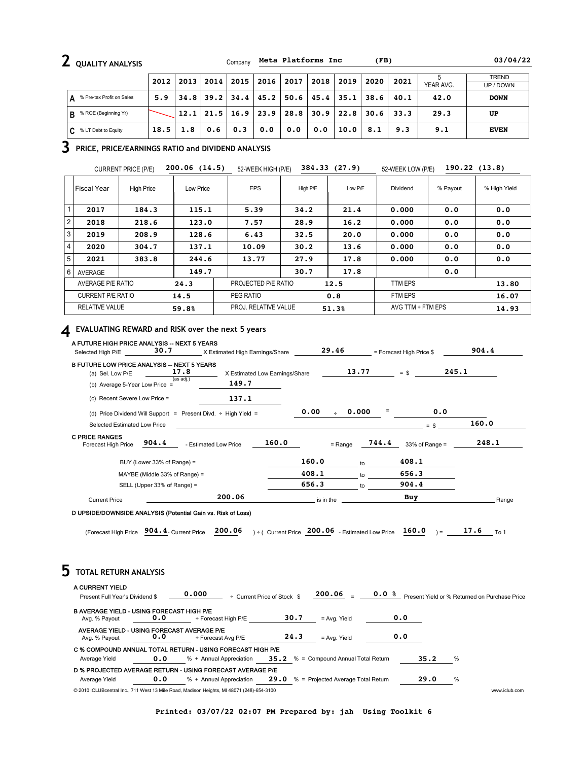## 2 QUALITY ANALYSIS

Company **Meta Platforms Inc** **(FB)** **03/04/22**

| | 2012 | 2013 | 2014 | 2015 | 2016 | 2017 | 2018 | 2019 | 2020 | 2021 | 5 YEAR AVG. | TREND UP / DOWN |
|---|---|---|---|---|---|---|---|---|---|---|---|---|
| A % Pre-tax Profit on Sales | 5.9 | 34.8 | 39.2 | 34.4 | 45.2 | 50.6 | 45.4 | 35.1 | 38.6 | 40.1 | 42.0 | DOWN |
| B % ROE (Beginning Yr) | | 12.1 | 21.5 | 16.9 | 23.9 | 28.8 | 30.9 | 22.8 | 30.6 | 33.3 | 29.3 | UP |
| C % LT Debt to Equity | 18.5 | 1.8 | 0.6 | 0.3 | 0.0 | 0.0 | 0.0 | 10.0 | 8.1 | 9.3 | 9.1 | EVEN |

## 3 PRICE, PRICE/EARNINGS RATIO and DIVIDEND ANALYSIS

CURRENT PRICE (P/E) **200.06 (14.5)** 52-WEEK HIGH (P/E) **384.33 (27.9)** 52-WEEK LOW (P/E) **190.22 (13.8)**

| | Fiscal Year | High Price | Low Price | EPS | High P/E | Low P/E | Dividend | % Payout | % High Yield |
|---|---|---|---|---|---|---|---|---|---|
| 1 | 2017 | 184.3 | 115.1 | 5.39 | 34.2 | 21.4 | 0.000 | 0.0 | 0.0 |
| 2 | 2018 | 218.6 | 123.0 | 7.57 | 28.9 | 16.2 | 0.000 | 0.0 | 0.0 |
| 3 | 2019 | 208.9 | 128.6 | 6.43 | 32.5 | 20.0 | 0.000 | 0.0 | 0.0 |
| 4 | 2020 | 304.7 | 137.1 | 10.09 | 30.2 | 13.6 | 0.000 | 0.0 | 0.0 |
| 5 | 2021 | 383.8 | 244.6 | 13.77 | 27.9 | 17.8 | 0.000 | 0.0 | 0.0 |
| 6 | AVERAGE | | 149.7 | | 30.7 | 17.8 | | 0.0 | |

| | | | | | |
|---|---|---|---|---|---|
| AVERAGE P/E RATIO | 24.3 | PROJECTED P/E RATIO | 12.5 | TTM EPS | 13.80 |
| CURRENT P/E RATIO | 14.5 | PEG RATIO | 0.8 | FTM EPS | 16.07 |
| RELATIVE VALUE | 59.8% | PROJ. RELATIVE VALUE | 51.3% | AVG TTM + FTM EPS | 14.93 |

## 4 EVALUATING REWARD and RISK over the next 5 years

**A FUTURE HIGH PRICE ANALYSIS -- NEXT 5 YEARS**

Selected High P/E **30.7** X Estimated High Earnings/Share **29.46** = Forecast High Price $ **904.4**

**B FUTURE LOW PRICE ANALYSIS -- NEXT 5 YEARS**

(a) Sel. Low P/E **17.8** (as adj.) X Estimated Low Earnings/Share **13.77** = $ **245.1**

(b) Average 5-Year Low Price = **149.7**

(c) Recent Severe Low Price = **137.1**

(d) Price Dividend Will Support = Present Divd. ÷ High Yield = **0.00** ÷ **0.000** = **0.0**

Selected Estimated Low Price = $ **160.0**

**C PRICE RANGES**

Forecast High Price **904.4** - Estimated Low Price **160.0** = Range **744.4** 33% of Range = **248.1**

BUY (Lower 33% of Range) = **160.0** to **408.1**

MAYBE (Middle 33% of Range) = **408.1** to **656.3**

SELL (Upper 33% of Range) = **656.3** to **904.4**

Current Price **200.06** is in the **Buy** Range

**D UPSIDE/DOWNSIDE ANALYSIS (Potential Gain vs. Risk of Loss)**

(Forecast High Price **904.4** - Current Price **200.06** ) ÷ ( Current Price **200.06** - Estimated Low Price **160.0** ) = **17.6** To 1

## 5 TOTAL RETURN ANALYSIS

**A CURRENT YIELD**

Present Full Year's Dividend $ **0.000** ÷ Current Price of Stock $ **200.06** = **0.0 %** Present Yield or % Returned on Purchase Price

**B AVERAGE YIELD - USING FORECAST HIGH P/E**

Avg. % Payout **0.0** ÷ Forecast High P/E **30.7** = Avg. Yield **0.0**

**AVERAGE YIELD - USING FORECAST AVERAGE P/E**

Avg. % Payout **0.0** ÷ Forecast Avg P/E **24.3** = Avg. Yield **0.0**

**C % COMPOUND ANNUAL TOTAL RETURN - USING FORECAST HIGH P/E**

Average Yield **0.0** % + Annual Appreciation **35.2** % = Compound Annual Total Return **35.2** %

**D % PROJECTED AVERAGE RETURN - USING FORECAST AVERAGE P/E**

Average Yield **0.0** % + Annual Appreciation **29.0** % = Projected Average Total Return **29.0** %

© 2010 ICLUBcentral Inc., 711 West 13 Mile Road, Madison Heights, MI 48071 (248)-654-3100 www.iclub.com

Printed: 03/07/22 02:07 PM Prepared by: jah Using Toolkit 6